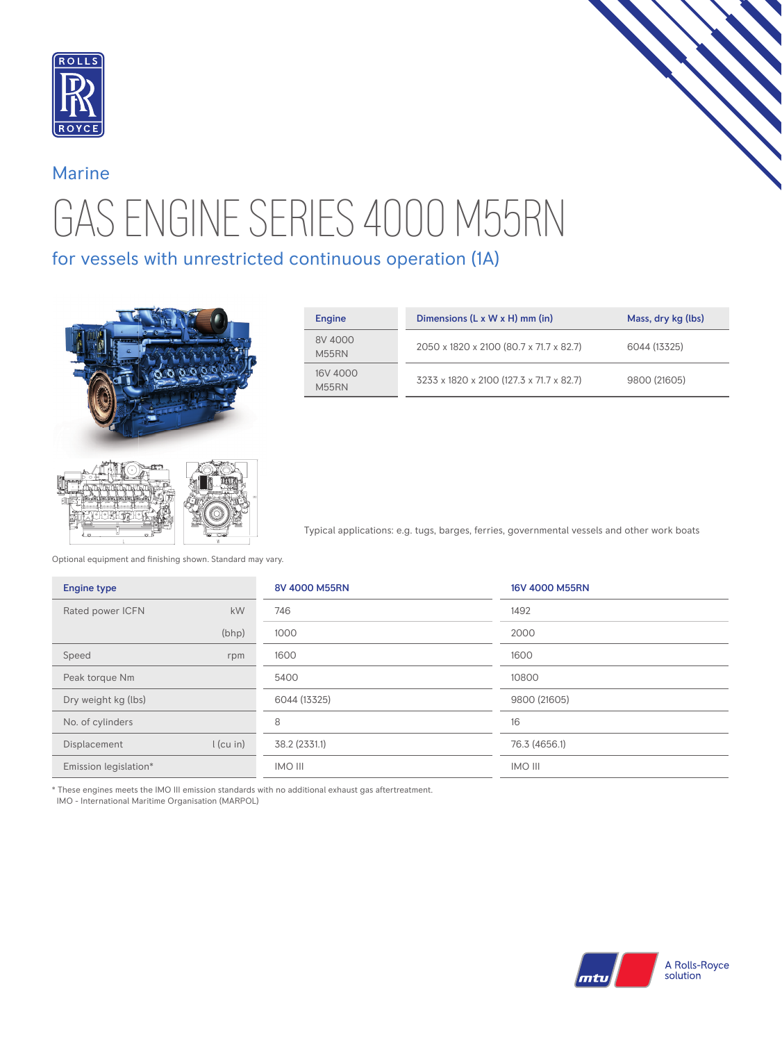Marine

# GAS ENGINE SERIES 4000 M55RN

## for vessels with unrestricted continuous operation (1A)

| Engine | Dimensions (L x W x H) mm (in) | Mass, dry kg (lbs) |
|---|---|---|
| 8V 4000 M55RN | 2050 x 1820 x 2100 (80.7 x 71.7 x 82.7) | 6044 (13325) |
| 16V 4000 M55RN | 3233 x 1820 x 2100 (127.3 x 71.7 x 82.7) | 9800 (21605) |

Typical applications: e.g. tugs, barges, ferries, governmental vessels and other work boats

Optional equipment and finishing shown. Standard may vary.

| Engine type | | 8V 4000 M55RN | 16V 4000 M55RN |
|---|---|---|---|
| Rated power ICFN | kW | 746 | 1492 |
| | (bhp) | 1000 | 2000 |
| Speed | rpm | 1600 | 1600 |
| Peak torque Nm | | 5400 | 10800 |
| Dry weight kg (lbs) | | 6044 (13325) | 9800 (21605) |
| No. of cylinders | | 8 | 16 |
| Displacement | l (cu in) | 38.2 (2331.1) | 76.3 (4656.1) |
| Emission legislation* | | IMO III | IMO III |

* These engines meets the IMO III emission standards with no additional exhaust gas aftertreatment.
IMO - International Maritime Organisation (MARPOL)

A Rolls-Royce solution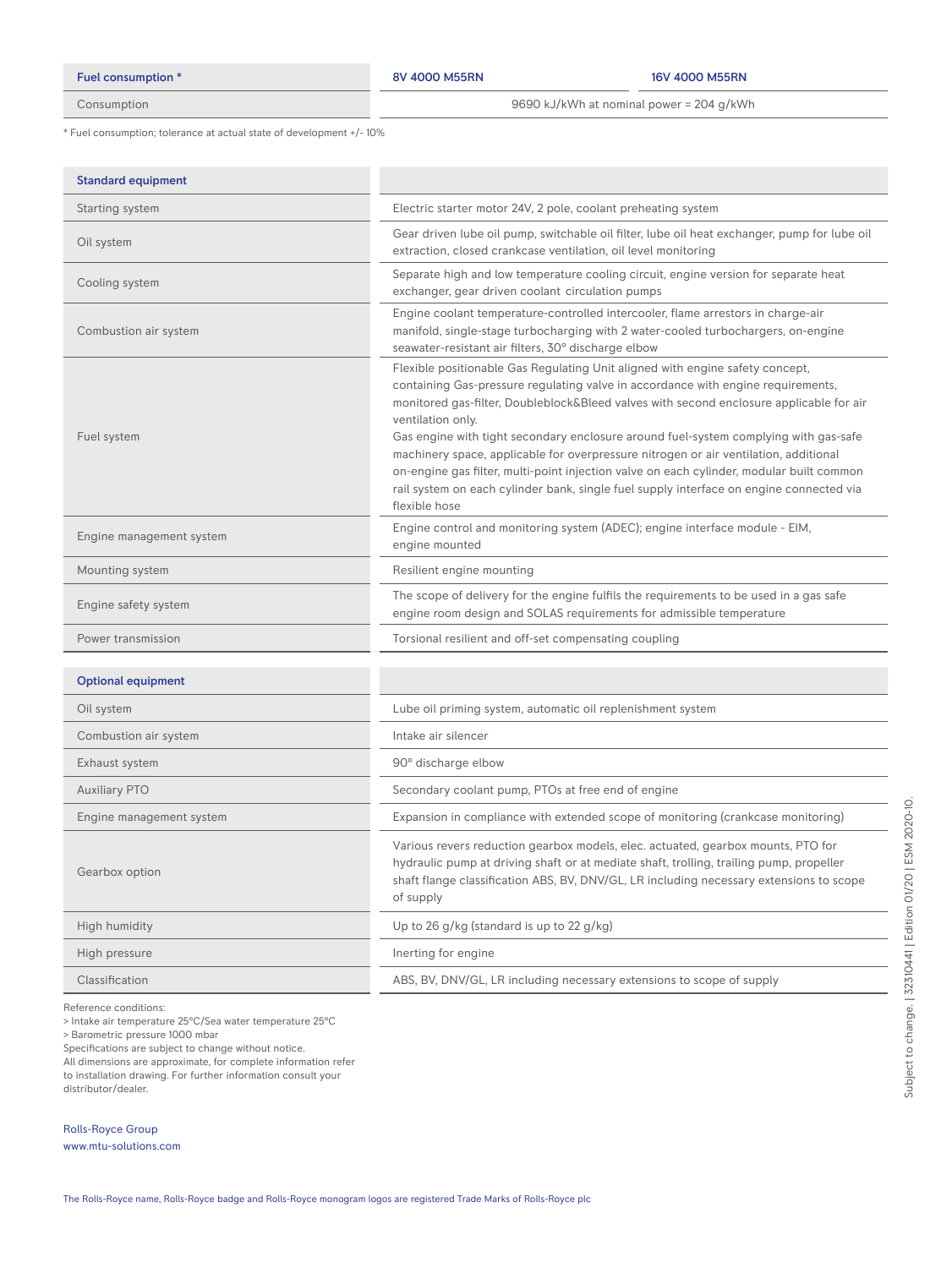| Fuel consumption * | 8V 4000 M55RN | 16V 4000 M55RN |
|---|---|---|
| Consumption | 9690 kJ/kWh at nominal power = 204 g/kWh | |

* Fuel consumption; tolerance at actual state of development +/- 10%

| Standard equipment | |
|---|---|
| Starting system | Electric starter motor 24V, 2 pole, coolant preheating system |
| Oil system | Gear driven lube oil pump, switchable oil filter, lube oil heat exchanger, pump for lube oil extraction, closed crankcase ventilation, oil level monitoring |
| Cooling system | Separate high and low temperature cooling circuit, engine version for separate heat exchanger, gear driven coolant circulation pumps |
| Combustion air system | Engine coolant temperature-controlled intercooler, flame arrestors in charge-air manifold, single-stage turbocharging with 2 water-cooled turbochargers, on-engine seawater-resistant air filters, 30° discharge elbow |
| Fuel system | Flexible positionable Gas Regulating Unit aligned with engine safety concept, containing Gas-pressure regulating valve in accordance with engine requirements, monitored gas-filter, Doubleblock&Bleed valves with second enclosure applicable for air ventilation only. Gas engine with tight secondary enclosure around fuel-system complying with gas-safe machinery space, applicable for overpressure nitrogen or air ventilation, additional on-engine gas filter, multi-point injection valve on each cylinder, modular built common rail system on each cylinder bank, single fuel supply interface on engine connected via flexible hose |
| Engine management system | Engine control and monitoring system (ADEC); engine interface module - EIM, engine mounted |
| Mounting system | Resilient engine mounting |
| Engine safety system | The scope of delivery for the engine fulfils the requirements to be used in a gas safe engine room design and SOLAS requirements for admissible temperature |
| Power transmission | Torsional resilient and off-set compensating coupling |

| Optional equipment | |
|---|---|
| Oil system | Lube oil priming system, automatic oil replenishment system |
| Combustion air system | Intake air silencer |
| Exhaust system | 90° discharge elbow |
| Auxiliary PTO | Secondary coolant pump, PTOs at free end of engine |
| Engine management system | Expansion in compliance with extended scope of monitoring (crankcase monitoring) |
| Gearbox option | Various revers reduction gearbox models, elec. actuated, gearbox mounts, PTO for hydraulic pump at driving shaft or at mediate shaft, trolling, trailing pump, propeller shaft flange classification ABS, BV, DNV/GL, LR including necessary extensions to scope of supply |
| High humidity | Up to 26 g/kg (standard is up to 22 g/kg) |
| High pressure | Inerting for engine |
| Classification | ABS, BV, DNV/GL, LR including necessary extensions to scope of supply |

Reference conditions:
> Intake air temperature 25°C/Sea water temperature 25°C
> Barometric pressure 1000 mbar
Specifications are subject to change without notice.
All dimensions are approximate, for complete information refer to installation drawing. For further information consult your distributor/dealer.

Rolls-Royce Group
www.mtu-solutions.com

The Rolls-Royce name, Rolls-Royce badge and Rolls-Royce monogram logos are registered Trade Marks of Rolls-Royce plc

Subject to change. | 3231044 | Edition 01/20 | ESM 2020-10.